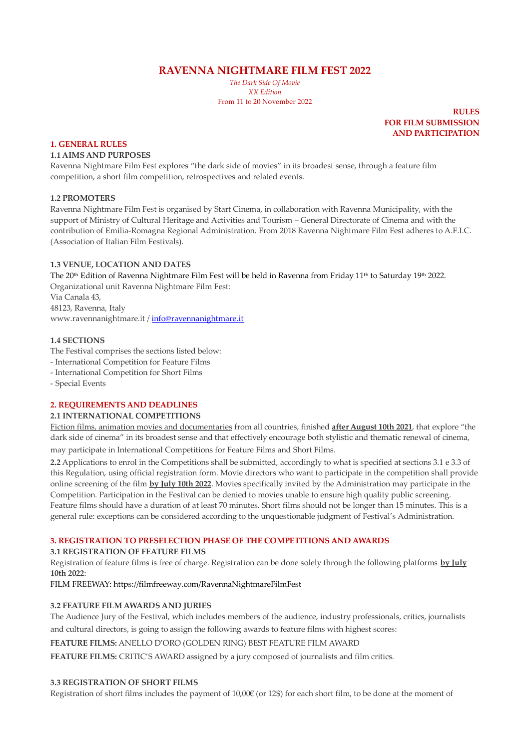# RAVENNA NIGHTMARE FILM FEST 2022

*The Dark Side Of Movie*
*XX Edition*
From 11 to 20 November 2022

**RULES
FOR FILM SUBMISSION
AND PARTICIPATION**

## 1. GENERAL RULES

### 1.1 AIMS AND PURPOSES

Ravenna Nightmare Film Fest explores "the dark side of movies" in its broadest sense, through a feature film competition, a short film competition, retrospectives and related events.

### 1.2 PROMOTERS

Ravenna Nightmare Film Fest is organised by Start Cinema, in collaboration with Ravenna Municipality, with the support of Ministry of Cultural Heritage and Activities and Tourism – General Directorate of Cinema and with the contribution of Emilia-Romagna Regional Administration. From 2018 Ravenna Nightmare Film Fest adheres to A.F.I.C. (Association of Italian Film Festivals).

### 1.3 VENUE, LOCATION AND DATES

The 20th Edition of Ravenna Nightmare Film Fest will be held in Ravenna from Friday 11th to Saturday 19th 2022.
Organizational unit Ravenna Nightmare Film Fest:
Via Canala 43,
48123, Ravenna, Italy
www.ravennanightmare.it / info@ravennanightmare.it

### 1.4 SECTIONS

The Festival comprises the sections listed below:
- International Competition for Feature Films
- International Competition for Short Films
- Special Events

## 2. REQUIREMENTS AND DEADLINES

### 2.1 INTERNATIONAL COMPETITIONS

Fiction films, animation movies and documentaries from all countries, finished **after August 10th 2021**, that explore "the dark side of cinema" in its broadest sense and that effectively encourage both stylistic and thematic renewal of cinema, may participate in International Competitions for Feature Films and Short Films.

**2.2** Applications to enrol in the Competitions shall be submitted, accordingly to what is specified at sections 3.1 e 3.3 of this Regulation, using official registration form. Movie directors who want to participate in the competition shall provide online screening of the film **by July 10th 2022**. Movies specifically invited by the Administration may participate in the Competition. Participation in the Festival can be denied to movies unable to ensure high quality public screening. Feature films should have a duration of at least 70 minutes. Short films should not be longer than 15 minutes. This is a general rule: exceptions can be considered according to the unquestionable judgment of Festival's Administration.

## 3. REGISTRATION TO PRESELECTION PHASE OF THE COMPETITIONS AND AWARDS

### 3.1 REGISTRATION OF FEATURE FILMS

Registration of feature films is free of charge. Registration can be done solely through the following platforms **by July 10th 2022**:
FILM FREEWAY: https://filmfreeway.com/RavennaNightmareFilmFest

### 3.2 FEATURE FILM AWARDS AND JURIES

The Audience Jury of the Festival, which includes members of the audience, industry professionals, critics, journalists and cultural directors, is going to assign the following awards to feature films with highest scores:

**FEATURE FILMS:** ANELLO D'ORO (GOLDEN RING) BEST FEATURE FILM AWARD

**FEATURE FILMS:** CRITIC'S AWARD assigned by a jury composed of journalists and film critics.

### 3.3 REGISTRATION OF SHORT FILMS

Registration of short films includes the payment of 10,00€ (or 12$) for each short film, to be done at the moment of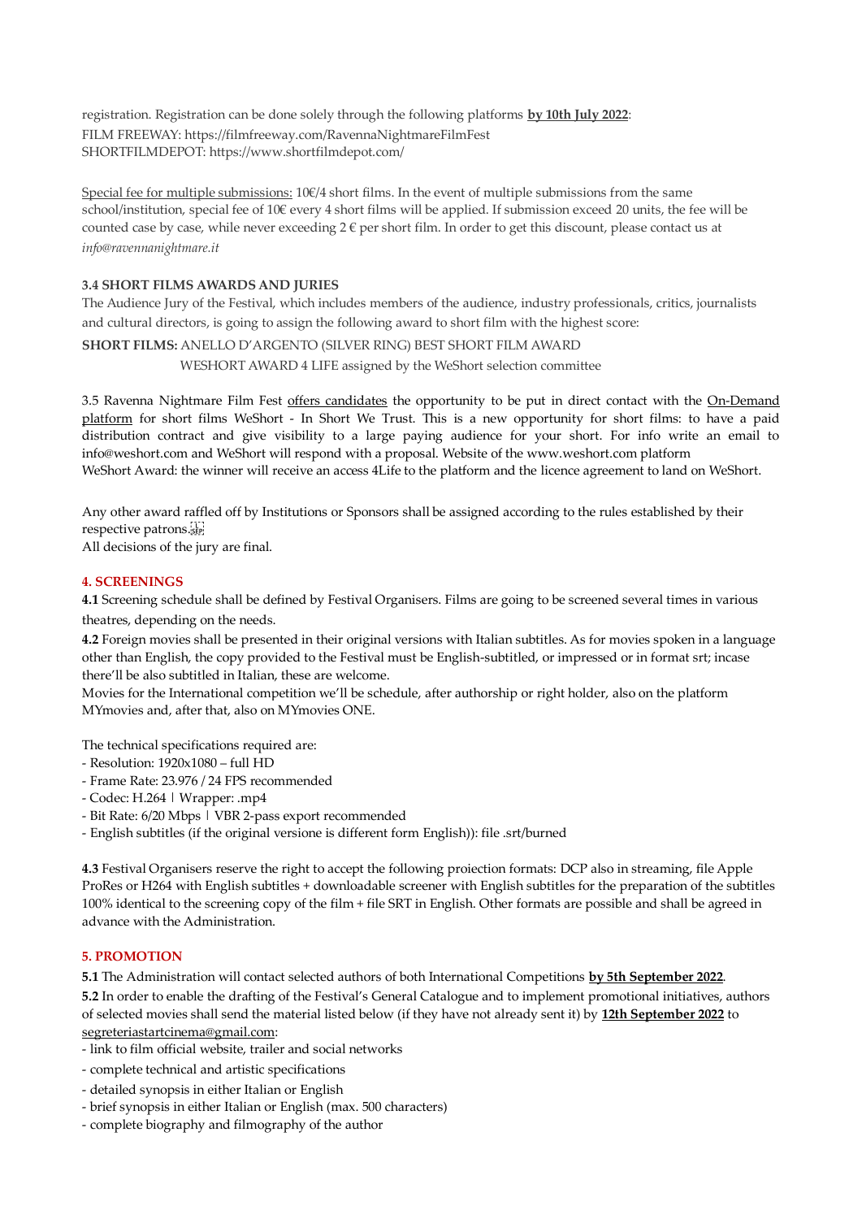registration. Registration can be done solely through the following platforms **by 10th July 2022**:
FILM FREEWAY: https://filmfreeway.com/RavennaNightmareFilmFest
SHORTFILMDEPOT: https://www.shortfilmdepot.com/

Special fee for multiple submissions: 10€/4 short films. In the event of multiple submissions from the same school/institution, special fee of 10€ every 4 short films will be applied. If submission exceed 20 units, the fee will be counted case by case, while never exceeding 2 € per short film. In order to get this discount, please contact us at *info@ravennanightmare.it*

**3.4 SHORT FILMS AWARDS AND JURIES**

The Audience Jury of the Festival, which includes members of the audience, industry professionals, critics, journalists and cultural directors, is going to assign the following award to short film with the highest score:

**SHORT FILMS:** ANELLO D'ARGENTO (SILVER RING) BEST SHORT FILM AWARD
WESHORT AWARD 4 LIFE assigned by the WeShort selection committee

3.5 Ravenna Nightmare Film Fest offers candidates the opportunity to be put in direct contact with the On-Demand platform for short films WeShort - In Short We Trust. This is a new opportunity for short films: to have a paid distribution contract and give visibility to a large paying audience for your short. For info write an email to info@weshort.com and WeShort will respond with a proposal. Website of the www.weshort.com platform
WeShort Award: the winner will receive an access 4Life to the platform and the licence agreement to land on WeShort.

Any other award raffled off by Institutions or Sponsors shall be assigned according to the rules established by their respective patrons.
All decisions of the jury are final.

## 4. SCREENINGS

**4.1** Screening schedule shall be defined by Festival Organisers. Films are going to be screened several times in various theatres, depending on the needs.

**4.2** Foreign movies shall be presented in their original versions with Italian subtitles. As for movies spoken in a language other than English, the copy provided to the Festival must be English-subtitled, or impressed or in format srt; incase there'll be also subtitled in Italian, these are welcome.
Movies for the International competition we'll be schedule, after authorship or right holder, also on the platform MYmovies and, after that, also on MYmovies ONE.

The technical specifications required are:
- Resolution: 1920x1080 – full HD
- Frame Rate: 23.976 / 24 FPS recommended
- Codec: H.264 | Wrapper: .mp4
- Bit Rate: 6/20 Mbps | VBR 2-pass export recommended
- English subtitles (if the original versione is different form English)): file .srt/burned

**4.3** Festival Organisers reserve the right to accept the following proiection formats: DCP also in streaming, file Apple ProRes or H264 with English subtitles + downloadable screener with English subtitles for the preparation of the subtitles 100% identical to the screening copy of the film + file SRT in English. Other formats are possible and shall be agreed in advance with the Administration.

## 5. PROMOTION

**5.1** The Administration will contact selected authors of both International Competitions **by 5th September 2022**.

**5.2** In order to enable the drafting of the Festival's General Catalogue and to implement promotional initiatives, authors of selected movies shall send the material listed below (if they have not already sent it) by **12th September 2022** to segreteriastartcinema@gmail.com:
- link to film official website, trailer and social networks
- complete technical and artistic specifications
- detailed synopsis in either Italian or English
- brief synopsis in either Italian or English (max. 500 characters)
- complete biography and filmography of the author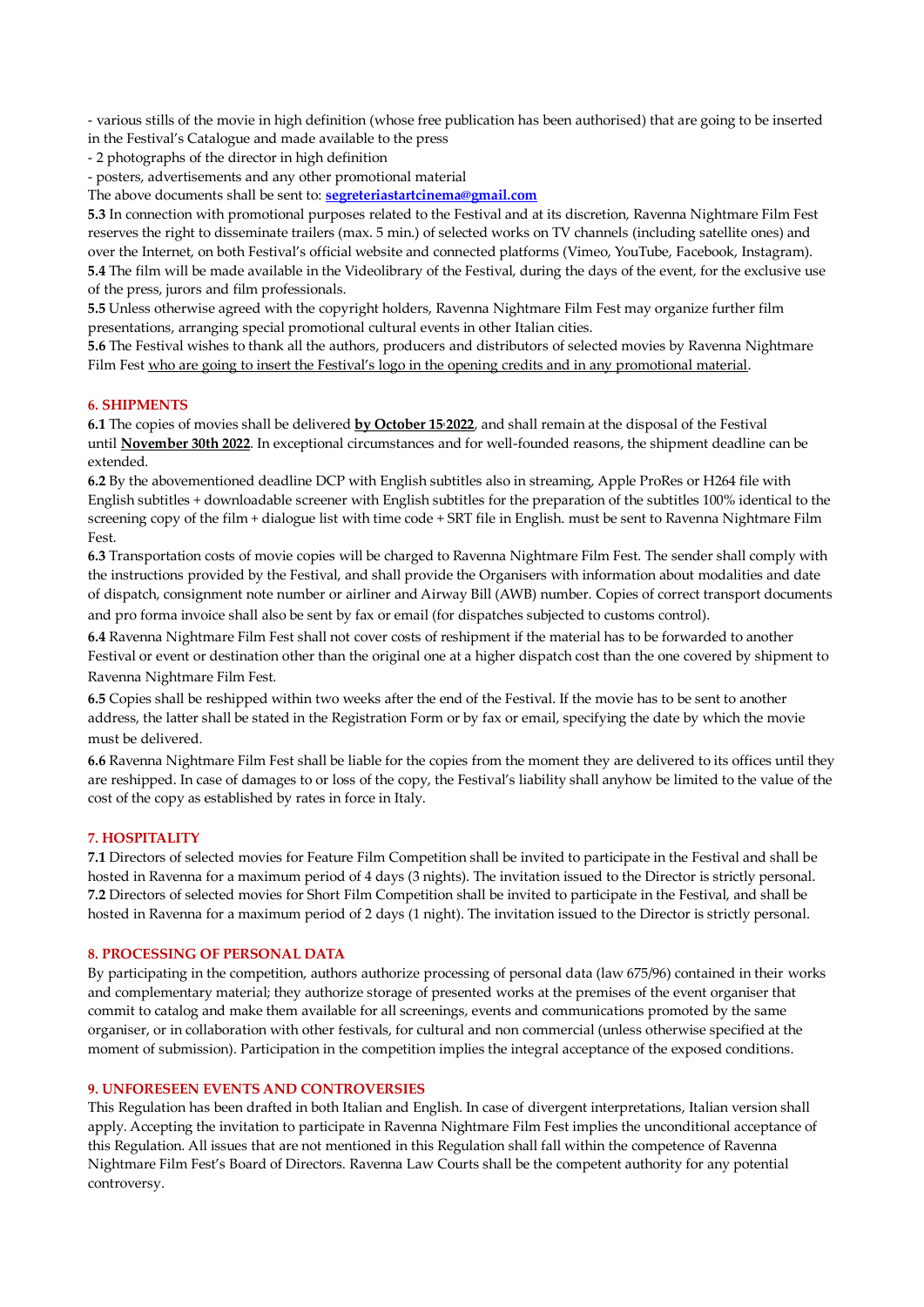- various stills of the movie in high definition (whose free publication has been authorised) that are going to be inserted in the Festival's Catalogue and made available to the press
- 2 photographs of the director in high definition
- posters, advertisements and any other promotional material

The above documents shall be sent to: **segreteriastartcinema@gmail.com**

**5.3** In connection with promotional purposes related to the Festival and at its discretion, Ravenna Nightmare Film Fest reserves the right to disseminate trailers (max. 5 min.) of selected works on TV channels (including satellite ones) and over the Internet, on both Festival's official website and connected platforms (Vimeo, YouTube, Facebook, Instagram).

**5.4** The film will be made available in the Videolibrary of the Festival, during the days of the event, for the exclusive use of the press, jurors and film professionals.

**5.5** Unless otherwise agreed with the copyright holders, Ravenna Nightmare Film Fest may organize further film presentations, arranging special promotional cultural events in other Italian cities.

**5.6** The Festival wishes to thank all the authors, producers and distributors of selected movies by Ravenna Nightmare Film Fest who are going to insert the Festival's logo in the opening credits and in any promotional material.

## 6. SHIPMENTS

**6.1** The copies of movies shall be delivered **by October 15, 2022**, and shall remain at the disposal of the Festival until **November 30th 2022**. In exceptional circumstances and for well-founded reasons, the shipment deadline can be extended.

**6.2** By the abovementioned deadline DCP with English subtitles also in streaming, Apple ProRes or H264 file with English subtitles + downloadable screener with English subtitles for the preparation of the subtitles 100% identical to the screening copy of the film + dialogue list with time code + SRT file in English. must be sent to Ravenna Nightmare Film Fest.

**6.3** Transportation costs of movie copies will be charged to Ravenna Nightmare Film Fest. The sender shall comply with the instructions provided by the Festival, and shall provide the Organisers with information about modalities and date of dispatch, consignment note number or airliner and Airway Bill (AWB) number. Copies of correct transport documents and pro forma invoice shall also be sent by fax or email (for dispatches subjected to customs control).

**6.4** Ravenna Nightmare Film Fest shall not cover costs of reshipment if the material has to be forwarded to another Festival or event or destination other than the original one at a higher dispatch cost than the one covered by shipment to Ravenna Nightmare Film Fest.

**6.5** Copies shall be reshipped within two weeks after the end of the Festival. If the movie has to be sent to another address, the latter shall be stated in the Registration Form or by fax or email, specifying the date by which the movie must be delivered.

**6.6** Ravenna Nightmare Film Fest shall be liable for the copies from the moment they are delivered to its offices until they are reshipped. In case of damages to or loss of the copy, the Festival's liability shall anyhow be limited to the value of the cost of the copy as established by rates in force in Italy.

## 7. HOSPITALITY

**7.1** Directors of selected movies for Feature Film Competition shall be invited to participate in the Festival and shall be hosted in Ravenna for a maximum period of 4 days (3 nights). The invitation issued to the Director is strictly personal.

**7.2** Directors of selected movies for Short Film Competition shall be invited to participate in the Festival, and shall be hosted in Ravenna for a maximum period of 2 days (1 night). The invitation issued to the Director is strictly personal.

## 8. PROCESSING OF PERSONAL DATA

By participating in the competition, authors authorize processing of personal data (law 675/96) contained in their works and complementary material; they authorize storage of presented works at the premises of the event organiser that commit to catalog and make them available for all screenings, events and communications promoted by the same organiser, or in collaboration with other festivals, for cultural and non commercial (unless otherwise specified at the moment of submission). Participation in the competition implies the integral acceptance of the exposed conditions.

## 9. UNFORESEEN EVENTS AND CONTROVERSIES

This Regulation has been drafted in both Italian and English. In case of divergent interpretations, Italian version shall apply. Accepting the invitation to participate in Ravenna Nightmare Film Fest implies the unconditional acceptance of this Regulation. All issues that are not mentioned in this Regulation shall fall within the competence of Ravenna Nightmare Film Fest's Board of Directors. Ravenna Law Courts shall be the competent authority for any potential controversy.